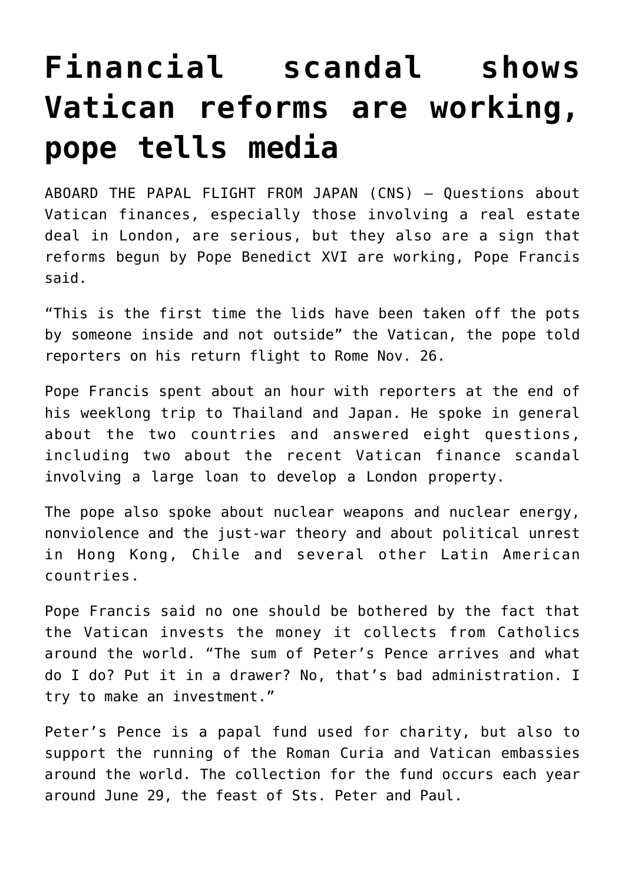# Financial scandal shows Vatican reforms are working, pope tells media

ABOARD THE PAPAL FLIGHT FROM JAPAN (CNS) — Questions about Vatican finances, especially those involving a real estate deal in London, are serious, but they also are a sign that reforms begun by Pope Benedict XVI are working, Pope Francis said.

"This is the first time the lids have been taken off the pots by someone inside and not outside" the Vatican, the pope told reporters on his return flight to Rome Nov. 26.

Pope Francis spent about an hour with reporters at the end of his weeklong trip to Thailand and Japan. He spoke in general about the two countries and answered eight questions, including two about the recent Vatican finance scandal involving a large loan to develop a London property.

The pope also spoke about nuclear weapons and nuclear energy, nonviolence and the just-war theory and about political unrest in Hong Kong, Chile and several other Latin American countries.

Pope Francis said no one should be bothered by the fact that the Vatican invests the money it collects from Catholics around the world. "The sum of Peter's Pence arrives and what do I do? Put it in a drawer? No, that's bad administration. I try to make an investment."

Peter's Pence is a papal fund used for charity, but also to support the running of the Roman Curia and Vatican embassies around the world. The collection for the fund occurs each year around June 29, the feast of Sts. Peter and Paul.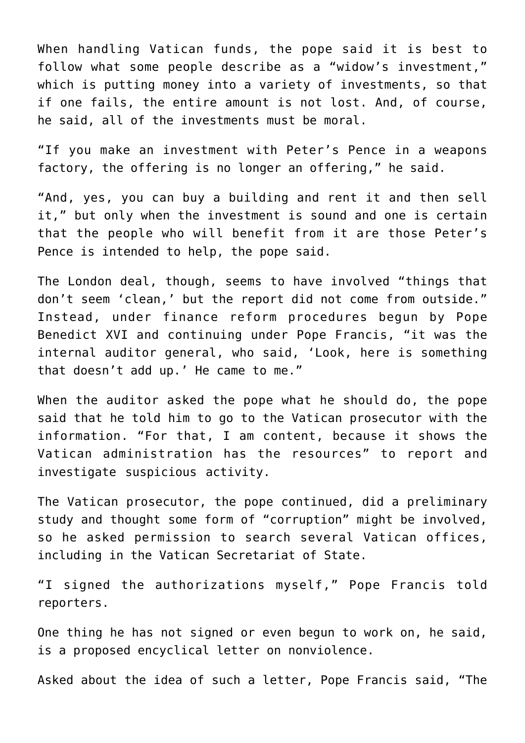When handling Vatican funds, the pope said it is best to follow what some people describe as a “widow’s investment,” which is putting money into a variety of investments, so that if one fails, the entire amount is not lost. And, of course, he said, all of the investments must be moral.

“If you make an investment with Peter’s Pence in a weapons factory, the offering is no longer an offering,” he said.

“And, yes, you can buy a building and rent it and then sell it,” but only when the investment is sound and one is certain that the people who will benefit from it are those Peter’s Pence is intended to help, the pope said.

The London deal, though, seems to have involved “things that don’t seem ‘clean,’ but the report did not come from outside.” Instead, under finance reform procedures begun by Pope Benedict XVI and continuing under Pope Francis, “it was the internal auditor general, who said, ‘Look, here is something that doesn’t add up.’ He came to me.”

When the auditor asked the pope what he should do, the pope said that he told him to go to the Vatican prosecutor with the information. “For that, I am content, because it shows the Vatican administration has the resources” to report and investigate suspicious activity.

The Vatican prosecutor, the pope continued, did a preliminary study and thought some form of “corruption” might be involved, so he asked permission to search several Vatican offices, including in the Vatican Secretariat of State.

“I signed the authorizations myself,” Pope Francis told reporters.

One thing he has not signed or even begun to work on, he said, is a proposed encyclical letter on nonviolence.

Asked about the idea of such a letter, Pope Francis said, “The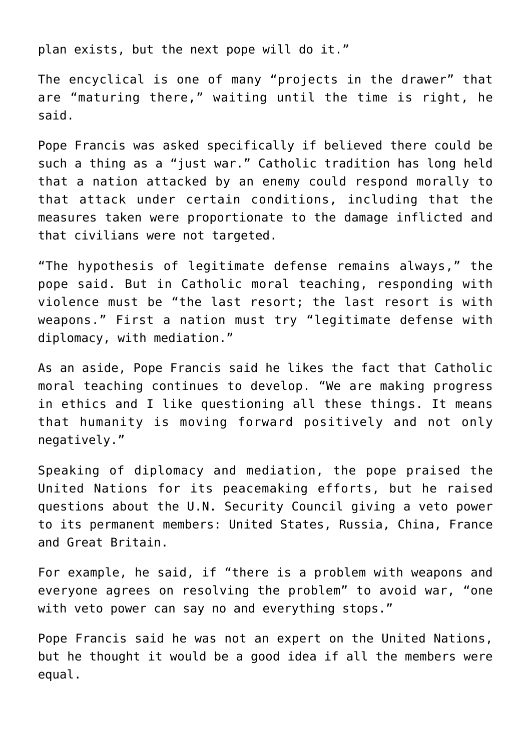plan exists, but the next pope will do it."

The encyclical is one of many "projects in the drawer" that are "maturing there," waiting until the time is right, he said.

Pope Francis was asked specifically if believed there could be such a thing as a "just war." Catholic tradition has long held that a nation attacked by an enemy could respond morally to that attack under certain conditions, including that the measures taken were proportionate to the damage inflicted and that civilians were not targeted.

"The hypothesis of legitimate defense remains always," the pope said. But in Catholic moral teaching, responding with violence must be "the last resort; the last resort is with weapons." First a nation must try "legitimate defense with diplomacy, with mediation."

As an aside, Pope Francis said he likes the fact that Catholic moral teaching continues to develop. "We are making progress in ethics and I like questioning all these things. It means that humanity is moving forward positively and not only negatively."

Speaking of diplomacy and mediation, the pope praised the United Nations for its peacemaking efforts, but he raised questions about the U.N. Security Council giving a veto power to its permanent members: United States, Russia, China, France and Great Britain.

For example, he said, if "there is a problem with weapons and everyone agrees on resolving the problem" to avoid war, "one with veto power can say no and everything stops."

Pope Francis said he was not an expert on the United Nations, but he thought it would be a good idea if all the members were equal.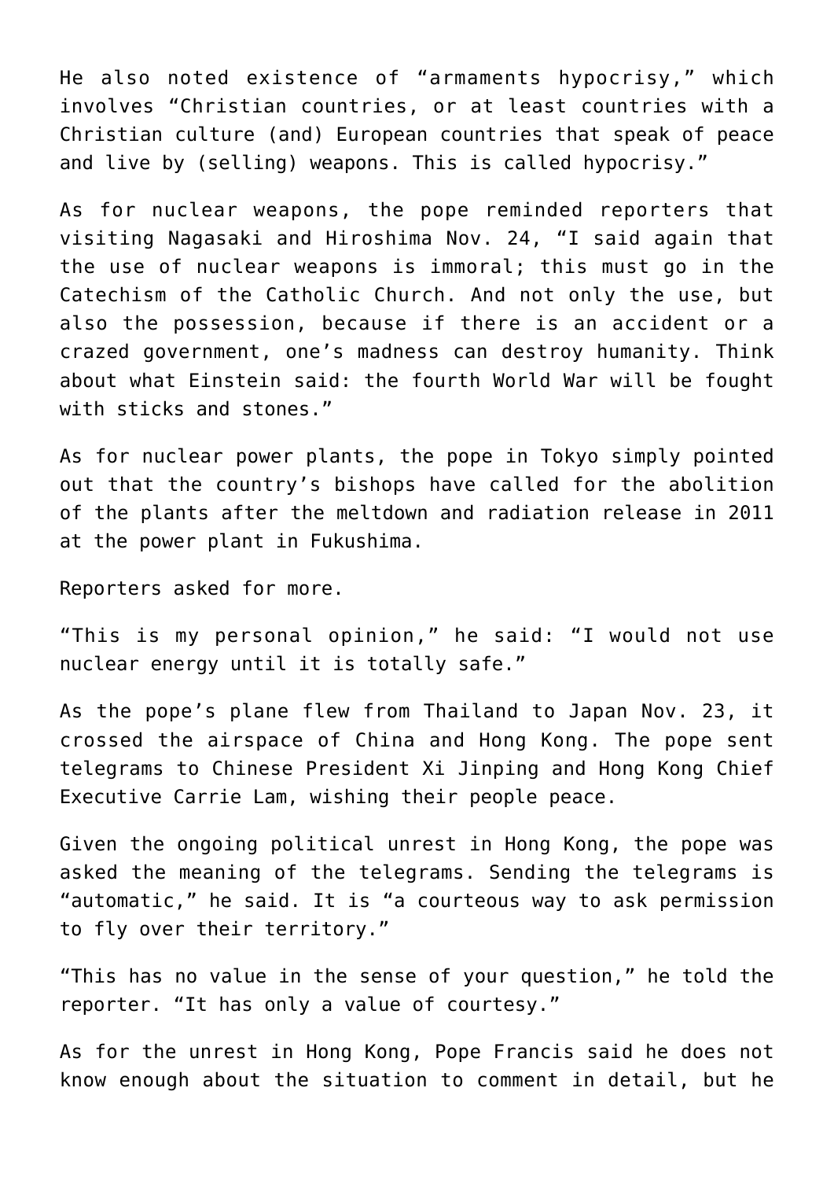He also noted existence of "armaments hypocrisy," which involves "Christian countries, or at least countries with a Christian culture (and) European countries that speak of peace and live by (selling) weapons. This is called hypocrisy."

As for nuclear weapons, the pope reminded reporters that visiting Nagasaki and Hiroshima Nov. 24, "I said again that the use of nuclear weapons is immoral; this must go in the Catechism of the Catholic Church. And not only the use, but also the possession, because if there is an accident or a crazed government, one's madness can destroy humanity. Think about what Einstein said: the fourth World War will be fought with sticks and stones."

As for nuclear power plants, the pope in Tokyo simply pointed out that the country's bishops have called for the abolition of the plants after the meltdown and radiation release in 2011 at the power plant in Fukushima.

Reporters asked for more.

"This is my personal opinion," he said: "I would not use nuclear energy until it is totally safe."

As the pope's plane flew from Thailand to Japan Nov. 23, it crossed the airspace of China and Hong Kong. The pope sent telegrams to Chinese President Xi Jinping and Hong Kong Chief Executive Carrie Lam, wishing their people peace.

Given the ongoing political unrest in Hong Kong, the pope was asked the meaning of the telegrams. Sending the telegrams is "automatic," he said. It is "a courteous way to ask permission to fly over their territory."

"This has no value in the sense of your question," he told the reporter. "It has only a value of courtesy."

As for the unrest in Hong Kong, Pope Francis said he does not know enough about the situation to comment in detail, but he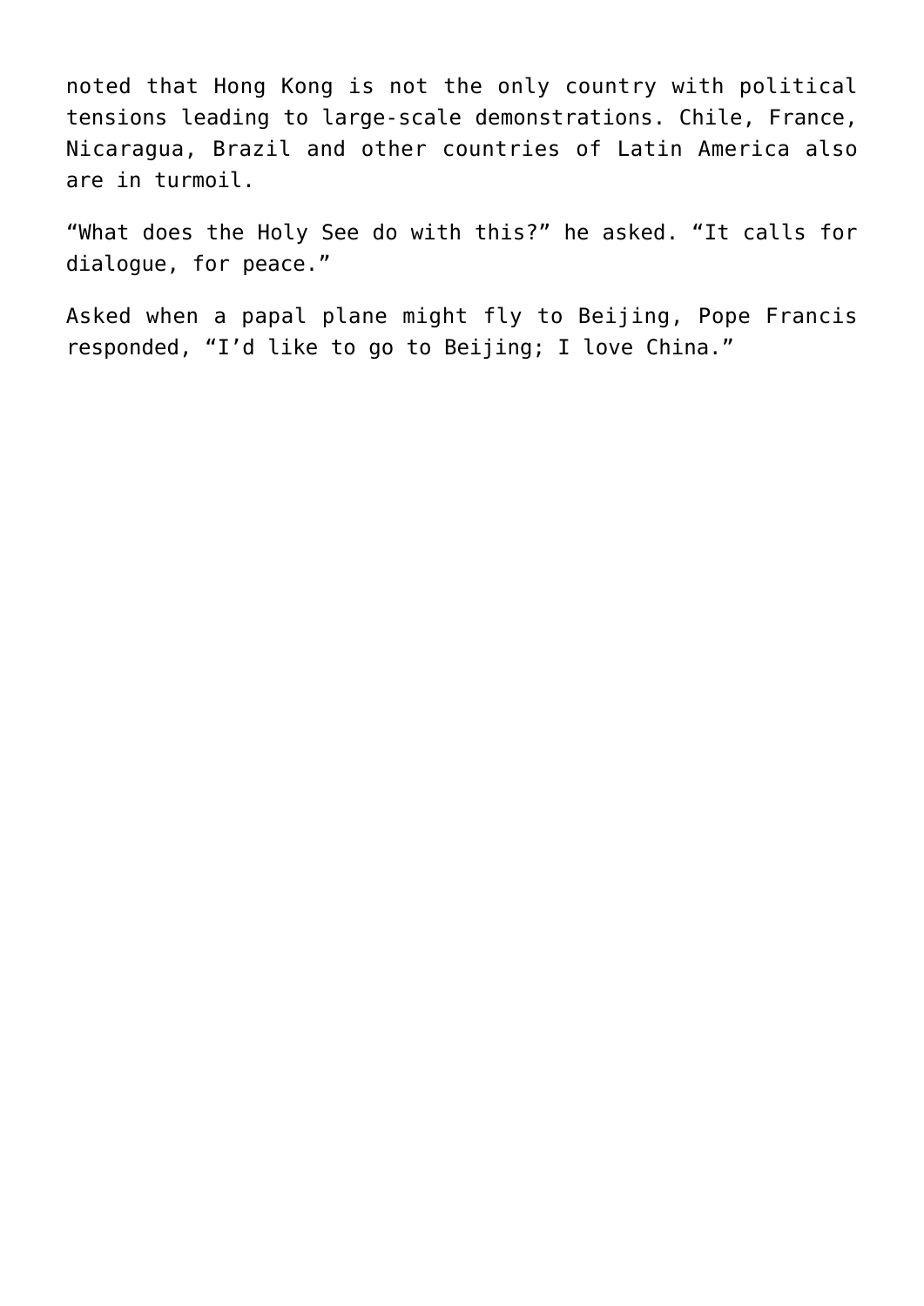noted that Hong Kong is not the only country with political tensions leading to large-scale demonstrations. Chile, France, Nicaragua, Brazil and other countries of Latin America also are in turmoil.

“What does the Holy See do with this?” he asked. “It calls for dialogue, for peace.”

Asked when a papal plane might fly to Beijing, Pope Francis responded, “I’d like to go to Beijing; I love China.”